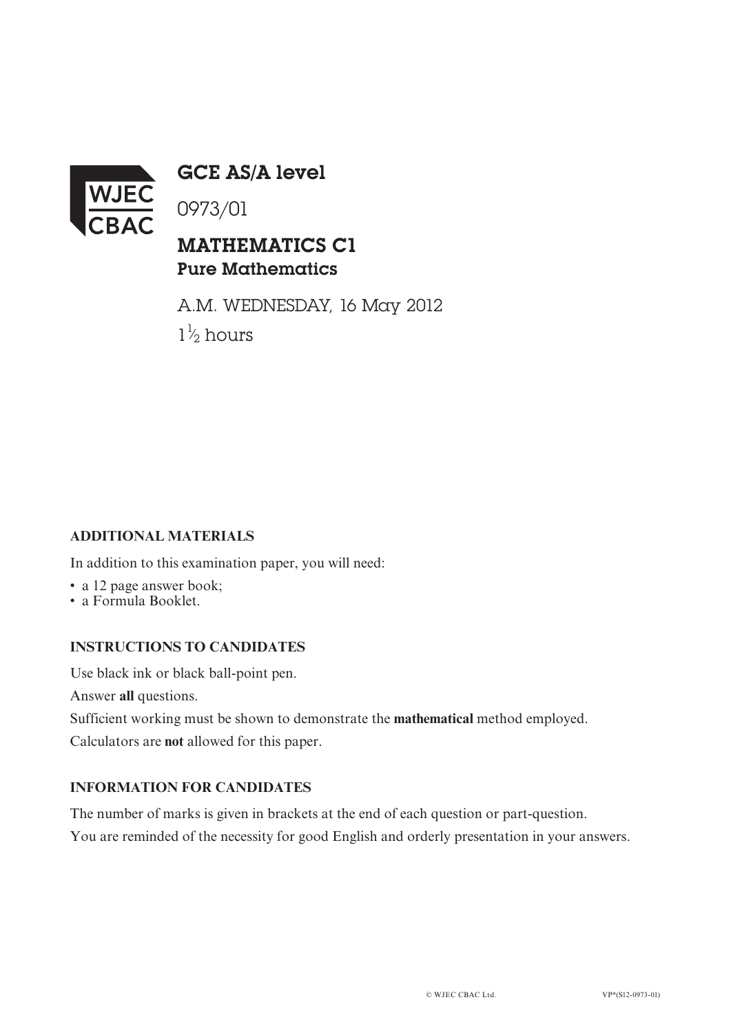WJEC CBAC

# GCE AS/A level

0973/01

## MATHEMATICS C1
### Pure Mathematics

A.M. WEDNESDAY, 16 May 2012

$1\frac{1}{2}$ hours

**ADDITIONAL MATERIALS**

In addition to this examination paper, you will need:

- a 12 page answer book;
- a Formula Booklet.

**INSTRUCTIONS TO CANDIDATES**

Use black ink or black ball-point pen.

Answer **all** questions.

Sufficient working must be shown to demonstrate the **mathematical** method employed.

Calculators are **not** allowed for this paper.

**INFORMATION FOR CANDIDATES**

The number of marks is given in brackets at the end of each question or part-question.

You are reminded of the necessity for good English and orderly presentation in your answers.

© WJEC CBAC Ltd. VP*(S12-0973-01)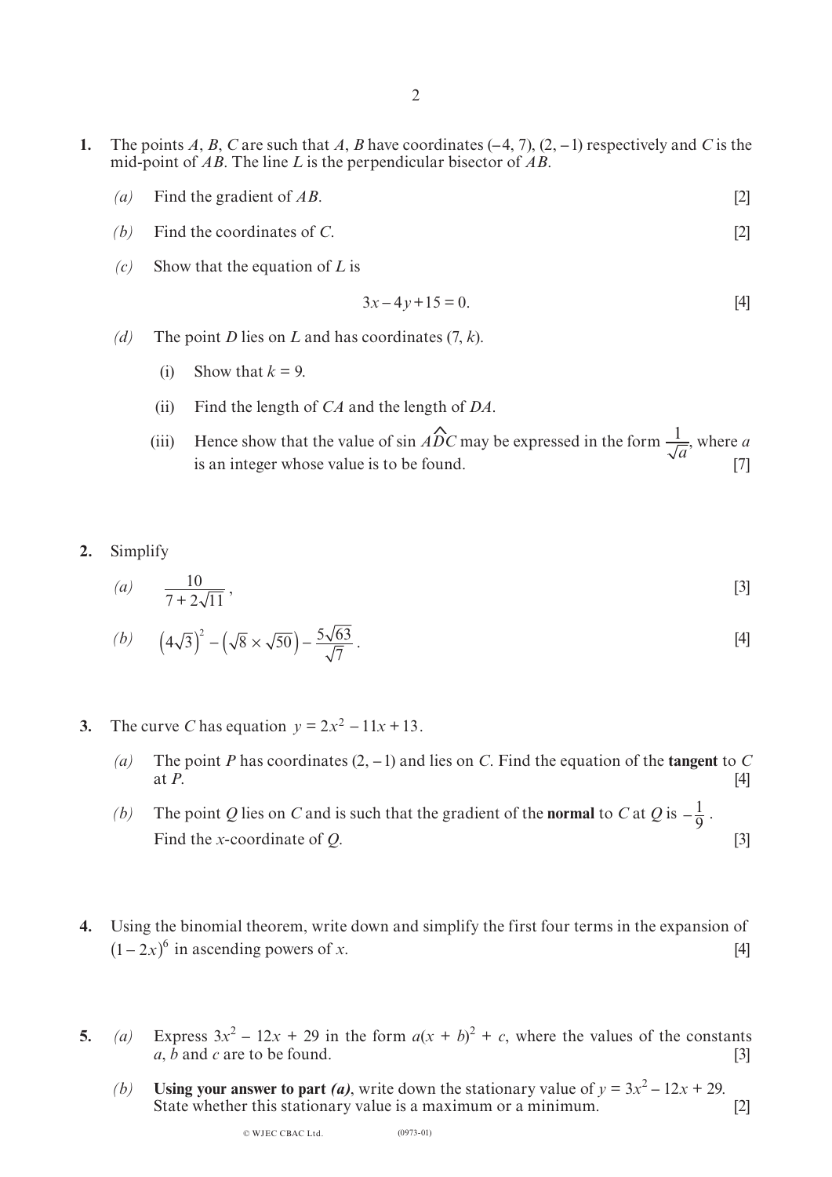**1.** The points $A$, $B$, $C$ are such that $A$, $B$ have coordinates $(-4, 7)$, $(2, -1)$ respectively and $C$ is the mid-point of $AB$. The line $L$ is the perpendicular bisector of $AB$.

*(a)* Find the gradient of $AB$. [2]

*(b)* Find the coordinates of $C$. [2]

*(c)* Show that the equation of $L$ is

$$3x - 4y + 15 = 0.$$

[4]

*(d)* The point $D$ lies on $L$ and has coordinates $(7, k)$.

(i) Show that $k = 9$.

(ii) Find the length of $CA$ and the length of $DA$.

(iii) Hence show that the value of $\sin A\hat{D}C$ may be expressed in the form $\frac{1}{\sqrt{a}}$, where $a$ is an integer whose value is to be found. [7]

**2.** Simplify

*(a)* $\dfrac{10}{7 + 2\sqrt{11}}$, [3]

*(b)* $\left(4\sqrt{3}\right)^2 - \left(\sqrt{8} \times \sqrt{50}\right) - \dfrac{5\sqrt{63}}{\sqrt{7}}$. [4]

**3.** The curve $C$ has equation $y = 2x^2 - 11x + 13$.

*(a)* The point $P$ has coordinates $(2, -1)$ and lies on $C$. Find the equation of the **tangent** to $C$ at $P$. [4]

*(b)* The point $Q$ lies on $C$ and is such that the gradient of the **normal** to $C$ at $Q$ is $-\frac{1}{9}$. Find the $x$-coordinate of $Q$. [3]

**4.** Using the binomial theorem, write down and simplify the first four terms in the expansion of $(1 - 2x)^6$ in ascending powers of $x$. [4]

**5.** *(a)* Express $3x^2 - 12x + 29$ in the form $a(x + b)^2 + c$, where the values of the constants $a$, $b$ and $c$ are to be found. [3]

*(b)* **Using your answer to part *(a)***, write down the stationary value of $y = 3x^2 - 12x + 29$. State whether this stationary value is a maximum or a minimum. [2]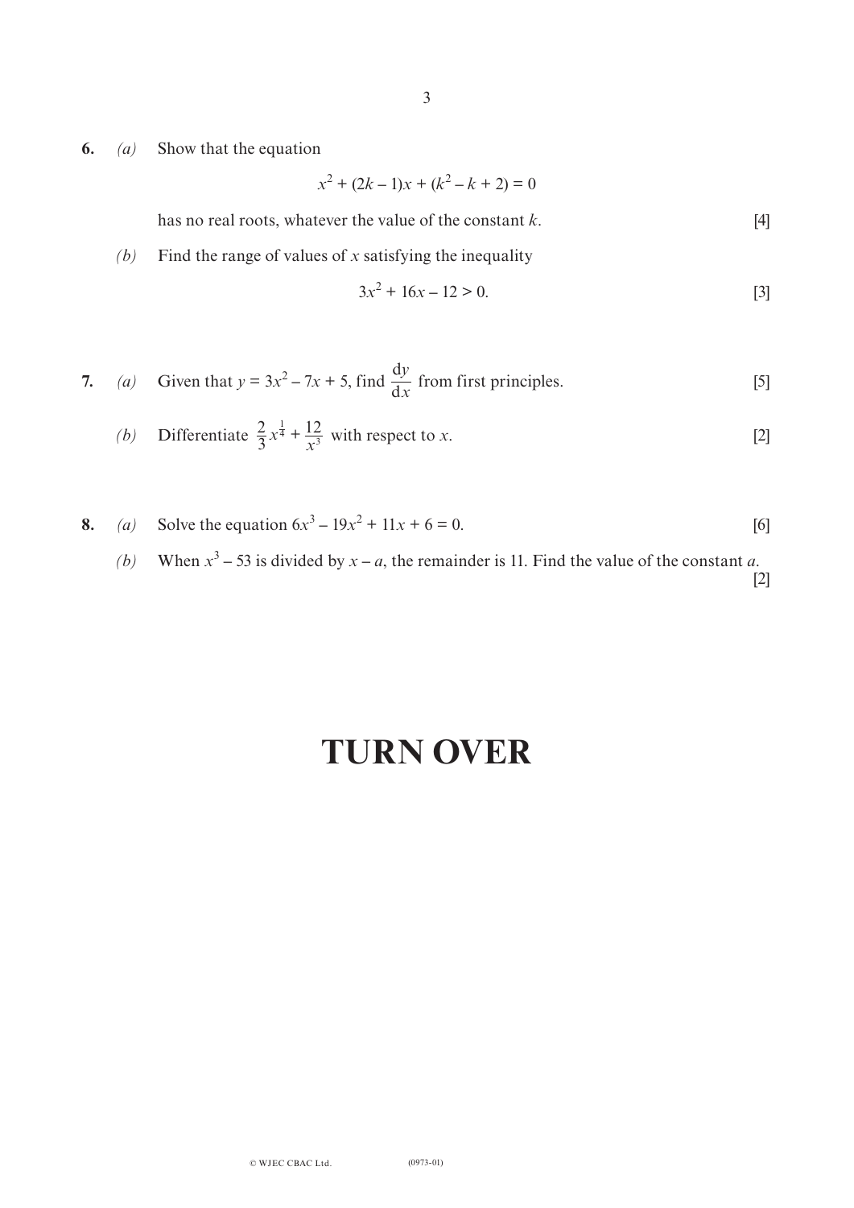**6.** *(a)* Show that the equation

$$x^2 + (2k - 1)x + (k^2 - k + 2) = 0$$

has no real roots, whatever the value of the constant $k$. [4]

*(b)* Find the range of values of $x$ satisfying the inequality

$$3x^2 + 16x - 12 > 0.$$ [3]

**7.** *(a)* Given that $y = 3x^2 - 7x + 5$, find $\dfrac{dy}{dx}$ from first principles. [5]

*(b)* Differentiate $\dfrac{2}{3}x^{\frac{1}{4}} + \dfrac{12}{x^3}$ with respect to $x$. [2]

**8.** *(a)* Solve the equation $6x^3 - 19x^2 + 11x + 6 = 0$. [6]

*(b)* When $x^3 - 53$ is divided by $x - a$, the remainder is 11. Find the value of the constant $a$. [2]

# TURN OVER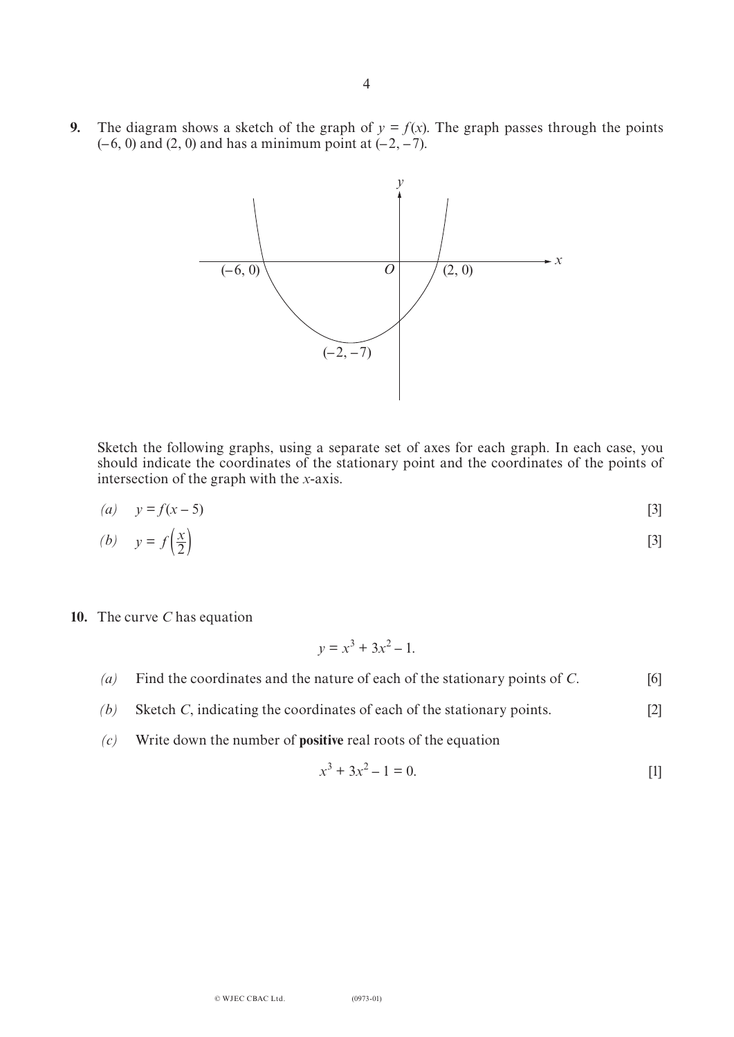**9.** The diagram shows a sketch of the graph of $y = f(x)$. The graph passes through the points $(-6, 0)$ and $(2, 0)$ and has a minimum point at $(-2, -7)$.

$y$

$x$

$O$

$(-6, 0)$

$(2, 0)$

$(-2, -7)$

Sketch the following graphs, using a separate set of axes for each graph. In each case, you should indicate the coordinates of the stationary point and the coordinates of the points of intersection of the graph with the $x$-axis.

*(a)* $y = f(x - 5)$ [3]

*(b)* $y = f\left(\frac{x}{2}\right)$ [3]

**10.** The curve $C$ has equation

$$y = x^3 + 3x^2 - 1.$$

*(a)* Find the coordinates and the nature of each of the stationary points of $C$. [6]

*(b)* Sketch $C$, indicating the coordinates of each of the stationary points. [2]

*(c)* Write down the number of **positive** real roots of the equation

$$x^3 + 3x^2 - 1 = 0.$$ [1]